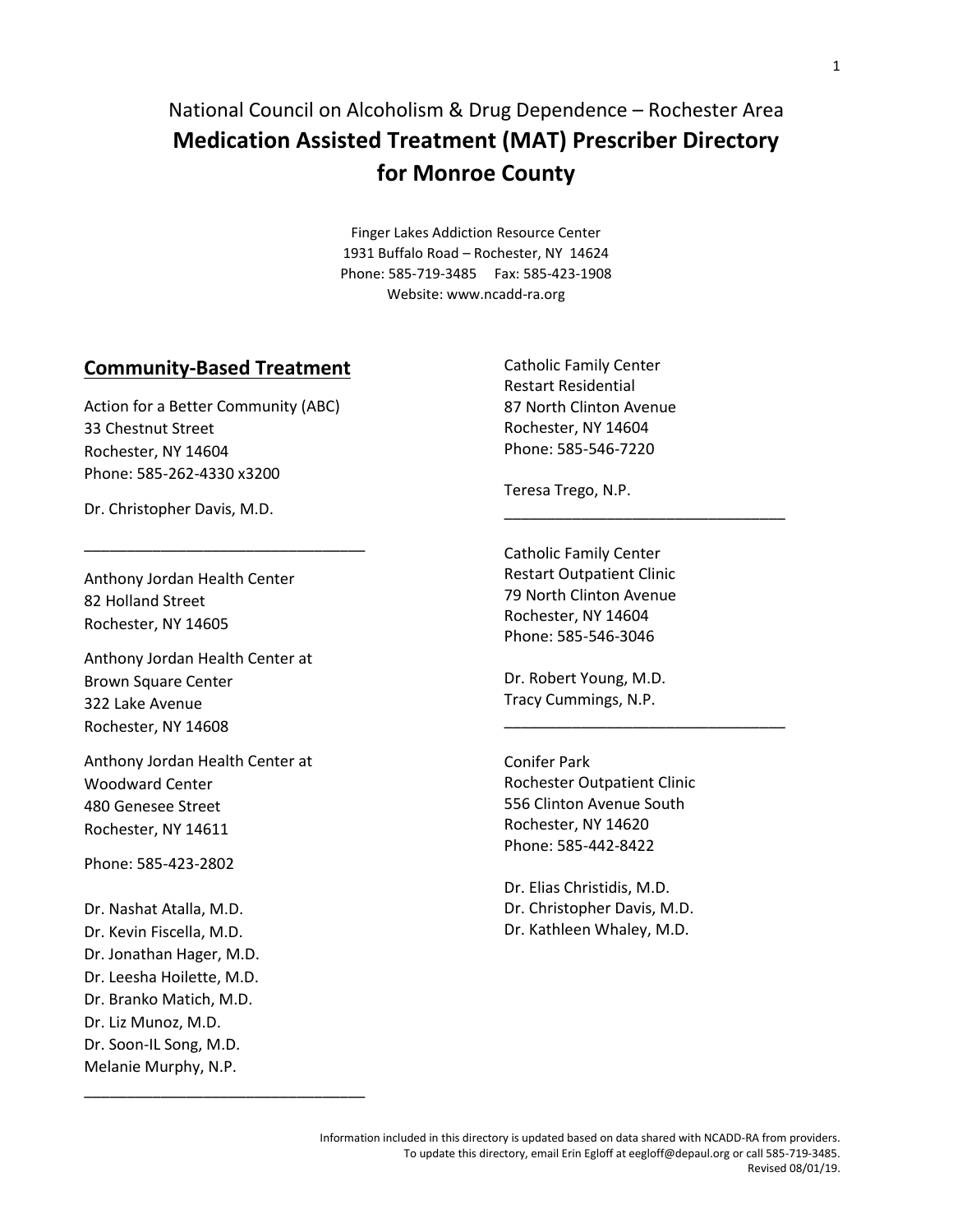National Council on Alcoholism & Drug Dependence – Rochester Area

# Medication Assisted Treatment (MAT) Prescriber Directory for Monroe County

Finger Lakes Addiction Resource Center
1931 Buffalo Road – Rochester, NY 14624
Phone: 585-719-3485 Fax: 585-423-1908
Website: www.ncadd-ra.org

## Community-Based Treatment

Action for a Better Community (ABC)
33 Chestnut Street
Rochester, NY 14604
Phone: 585-262-4330 x3200

Dr. Christopher Davis, M.D.

---

Anthony Jordan Health Center
82 Holland Street
Rochester, NY 14605

Anthony Jordan Health Center at
Brown Square Center
322 Lake Avenue
Rochester, NY 14608

Anthony Jordan Health Center at
Woodward Center
480 Genesee Street
Rochester, NY 14611

Phone: 585-423-2802

Dr. Nashat Atalla, M.D.
Dr. Kevin Fiscella, M.D.
Dr. Jonathan Hager, M.D.
Dr. Leesha Hoilette, M.D.
Dr. Branko Matich, M.D.
Dr. Liz Munoz, M.D.
Dr. Soon-IL Song, M.D.
Melanie Murphy, N.P.

---

Catholic Family Center
Restart Residential
87 North Clinton Avenue
Rochester, NY 14604
Phone: 585-546-7220

Teresa Trego, N.P.

---

Catholic Family Center
Restart Outpatient Clinic
79 North Clinton Avenue
Rochester, NY 14604
Phone: 585-546-3046

Dr. Robert Young, M.D.
Tracy Cummings, N.P.

---

Conifer Park
Rochester Outpatient Clinic
556 Clinton Avenue South
Rochester, NY 14620
Phone: 585-442-8422

Dr. Elias Christidis, M.D.
Dr. Christopher Davis, M.D.
Dr. Kathleen Whaley, M.D.

Information included in this directory is updated based on data shared with NCADD-RA from providers.
To update this directory, email Erin Egloff at eegloff@depaul.org or call 585-719-3485.
Revised 08/01/19.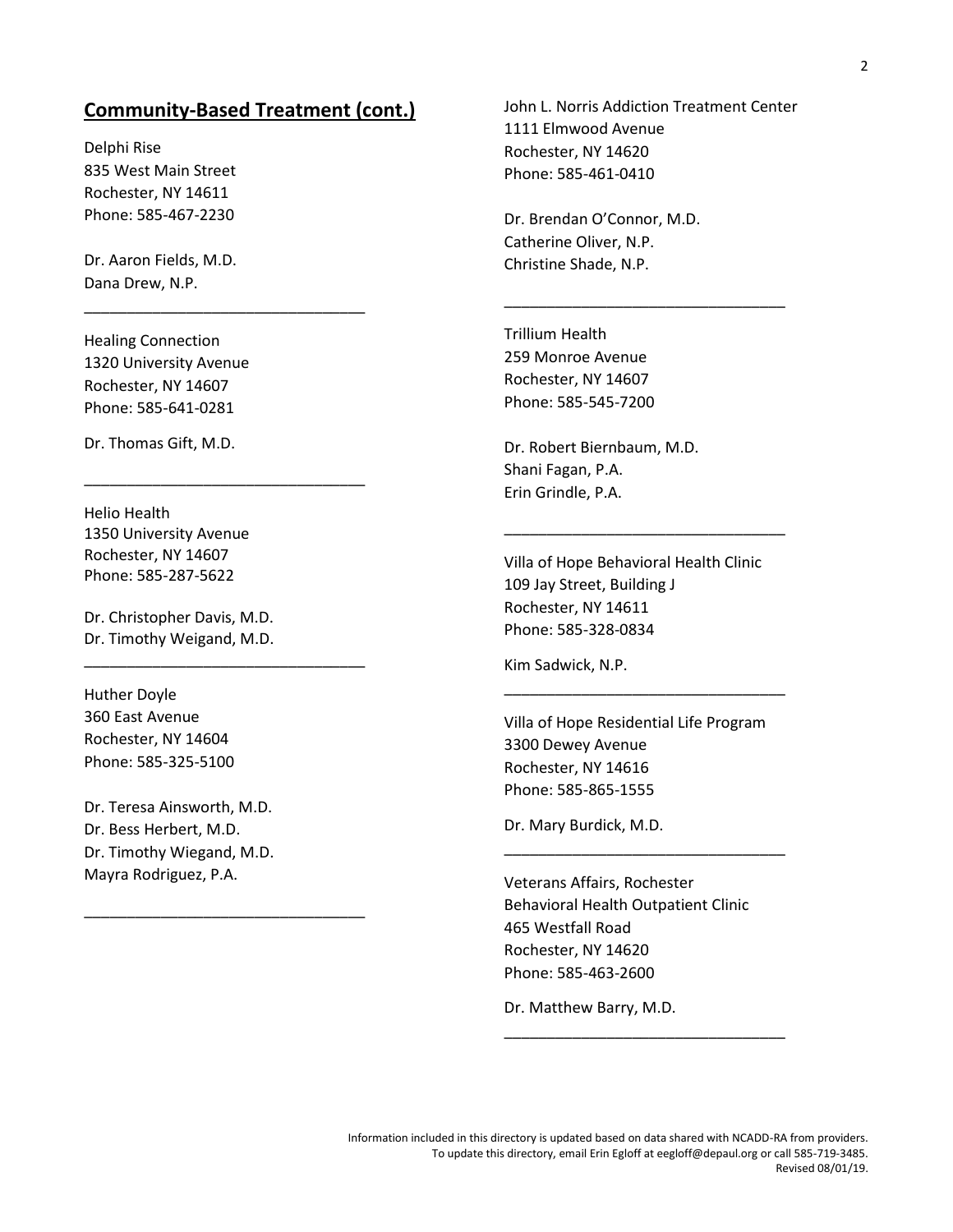## Community-Based Treatment (cont.)

Delphi Rise
835 West Main Street
Rochester, NY 14611
Phone: 585-467-2230

Dr. Aaron Fields, M.D.
Dana Drew, N.P.

---

Healing Connection
1320 University Avenue
Rochester, NY 14607
Phone: 585-641-0281

Dr. Thomas Gift, M.D.

---

Helio Health
1350 University Avenue
Rochester, NY 14607
Phone: 585-287-5622

Dr. Christopher Davis, M.D.
Dr. Timothy Weigand, M.D.

---

Huther Doyle
360 East Avenue
Rochester, NY 14604
Phone: 585-325-5100

Dr. Teresa Ainsworth, M.D.
Dr. Bess Herbert, M.D.
Dr. Timothy Wiegand, M.D.
Mayra Rodriguez, P.A.

---

John L. Norris Addiction Treatment Center
1111 Elmwood Avenue
Rochester, NY 14620
Phone: 585-461-0410

Dr. Brendan O'Connor, M.D.
Catherine Oliver, N.P.
Christine Shade, N.P.

---

Trillium Health
259 Monroe Avenue
Rochester, NY 14607
Phone: 585-545-7200

Dr. Robert Biernbaum, M.D.
Shani Fagan, P.A.
Erin Grindle, P.A.

---

Villa of Hope Behavioral Health Clinic
109 Jay Street, Building J
Rochester, NY 14611
Phone: 585-328-0834

Kim Sadwick, N.P.

---

Villa of Hope Residential Life Program
3300 Dewey Avenue
Rochester, NY 14616
Phone: 585-865-1555

Dr. Mary Burdick, M.D.

---

Veterans Affairs, Rochester
Behavioral Health Outpatient Clinic
465 Westfall Road
Rochester, NY 14620
Phone: 585-463-2600

Dr. Matthew Barry, M.D.

---

Information included in this directory is updated based on data shared with NCADD-RA from providers.
To update this directory, email Erin Egloff at eegloff@depaul.org or call 585-719-3485.
Revised 08/01/19.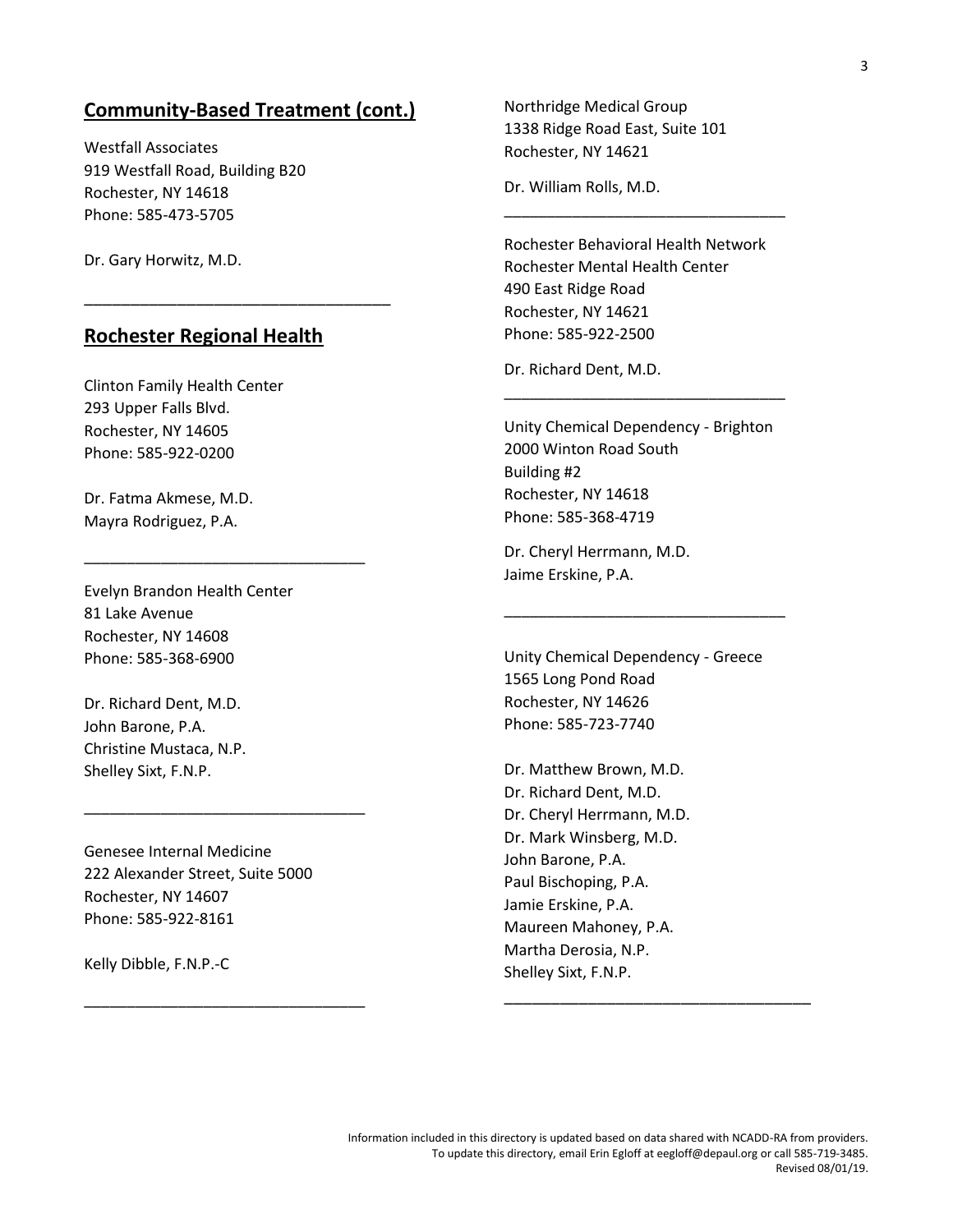## Community-Based Treatment (cont.)

Westfall Associates
919 Westfall Road, Building B20
Rochester, NY 14618
Phone: 585-473-5705

Dr. Gary Horwitz, M.D.

---

## Rochester Regional Health

Clinton Family Health Center
293 Upper Falls Blvd.
Rochester, NY 14605
Phone: 585-922-0200

Dr. Fatma Akmese, M.D.
Mayra Rodriguez, P.A.

---

Evelyn Brandon Health Center
81 Lake Avenue
Rochester, NY 14608
Phone: 585-368-6900

Dr. Richard Dent, M.D.
John Barone, P.A.
Christine Mustaca, N.P.
Shelley Sixt, F.N.P.

---

Genesee Internal Medicine
222 Alexander Street, Suite 5000
Rochester, NY 14607
Phone: 585-922-8161

Kelly Dibble, F.N.P.-C

---

Northridge Medical Group
1338 Ridge Road East, Suite 101
Rochester, NY 14621

Dr. William Rolls, M.D.

---

Rochester Behavioral Health Network
Rochester Mental Health Center
490 East Ridge Road
Rochester, NY 14621
Phone: 585-922-2500

Dr. Richard Dent, M.D.

---

Unity Chemical Dependency - Brighton
2000 Winton Road South
Building #2
Rochester, NY 14618
Phone: 585-368-4719

Dr. Cheryl Herrmann, M.D.
Jaime Erskine, P.A.

---

Unity Chemical Dependency - Greece
1565 Long Pond Road
Rochester, NY 14626
Phone: 585-723-7740

Dr. Matthew Brown, M.D.
Dr. Richard Dent, M.D.
Dr. Cheryl Herrmann, M.D.
Dr. Mark Winsberg, M.D.
John Barone, P.A.
Paul Bischoping, P.A.
Jamie Erskine, P.A.
Maureen Mahoney, P.A.
Martha Derosia, N.P.
Shelley Sixt, F.N.P.

---

Information included in this directory is updated based on data shared with NCADD-RA from providers.
To update this directory, email Erin Egloff at eegloff@depaul.org or call 585-719-3485.
Revised 08/01/19.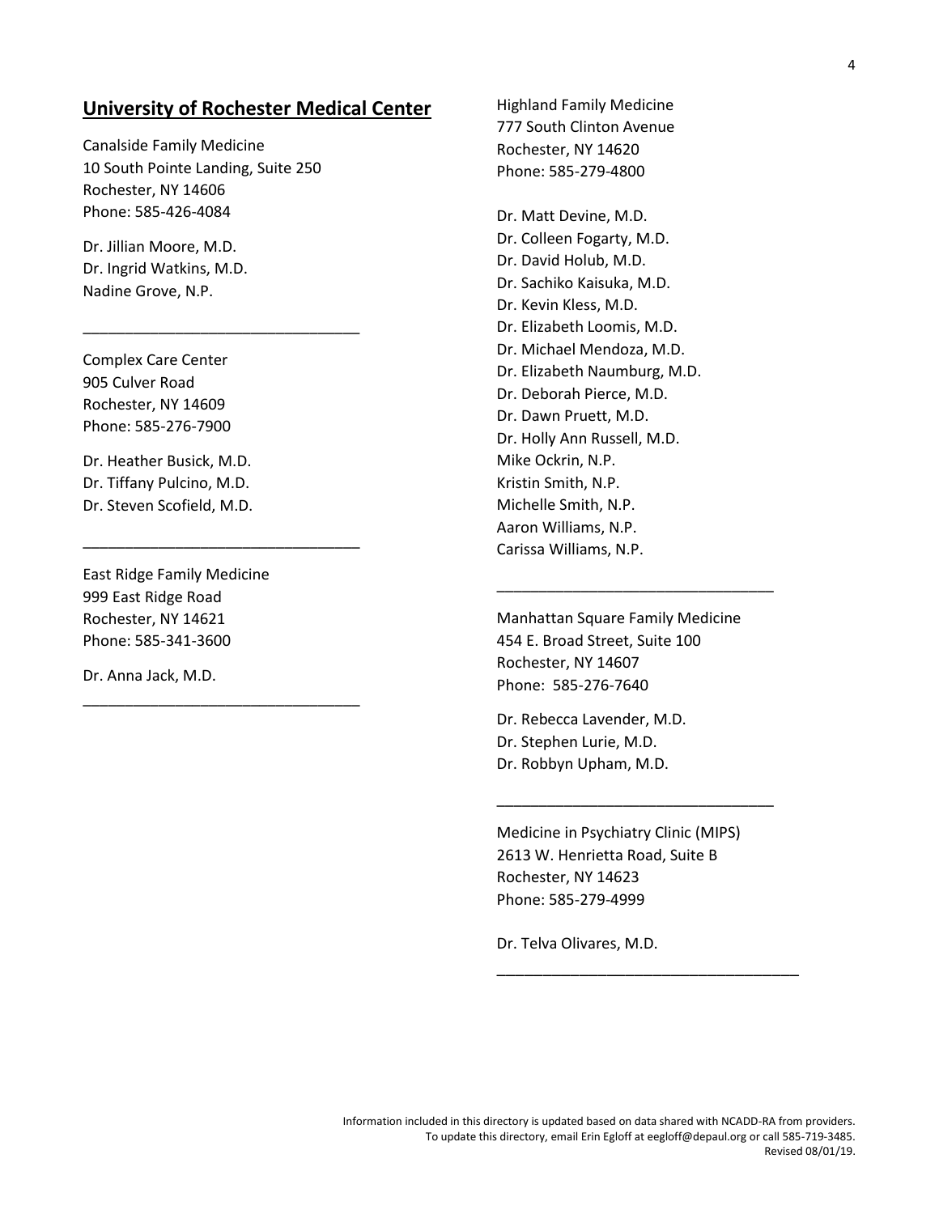## University of Rochester Medical Center

Canalside Family Medicine
10 South Pointe Landing, Suite 250
Rochester, NY 14606
Phone: 585-426-4084

Dr. Jillian Moore, M.D.
Dr. Ingrid Watkins, M.D.
Nadine Grove, N.P.

---

Complex Care Center
905 Culver Road
Rochester, NY 14609
Phone: 585-276-7900

Dr. Heather Busick, M.D.
Dr. Tiffany Pulcino, M.D.
Dr. Steven Scofield, M.D.

---

East Ridge Family Medicine
999 East Ridge Road
Rochester, NY 14621
Phone: 585-341-3600

Dr. Anna Jack, M.D.

---

Highland Family Medicine
777 South Clinton Avenue
Rochester, NY 14620
Phone: 585-279-4800

Dr. Matt Devine, M.D.
Dr. Colleen Fogarty, M.D.
Dr. David Holub, M.D.
Dr. Sachiko Kaisuka, M.D.
Dr. Kevin Kless, M.D.
Dr. Elizabeth Loomis, M.D.
Dr. Michael Mendoza, M.D.
Dr. Elizabeth Naumburg, M.D.
Dr. Deborah Pierce, M.D.
Dr. Dawn Pruett, M.D.
Dr. Holly Ann Russell, M.D.
Mike Ockrin, N.P.
Kristin Smith, N.P.
Michelle Smith, N.P.
Aaron Williams, N.P.
Carissa Williams, N.P.

---

Manhattan Square Family Medicine
454 E. Broad Street, Suite 100
Rochester, NY 14607
Phone: 585-276-7640

Dr. Rebecca Lavender, M.D.
Dr. Stephen Lurie, M.D.
Dr. Robbyn Upham, M.D.

---

Medicine in Psychiatry Clinic (MIPS)
2613 W. Henrietta Road, Suite B
Rochester, NY 14623
Phone: 585-279-4999

Dr. Telva Olivares, M.D.

---

Information included in this directory is updated based on data shared with NCADD-RA from providers.
To update this directory, email Erin Egloff at eegloff@depaul.org or call 585-719-3485.
Revised 08/01/19.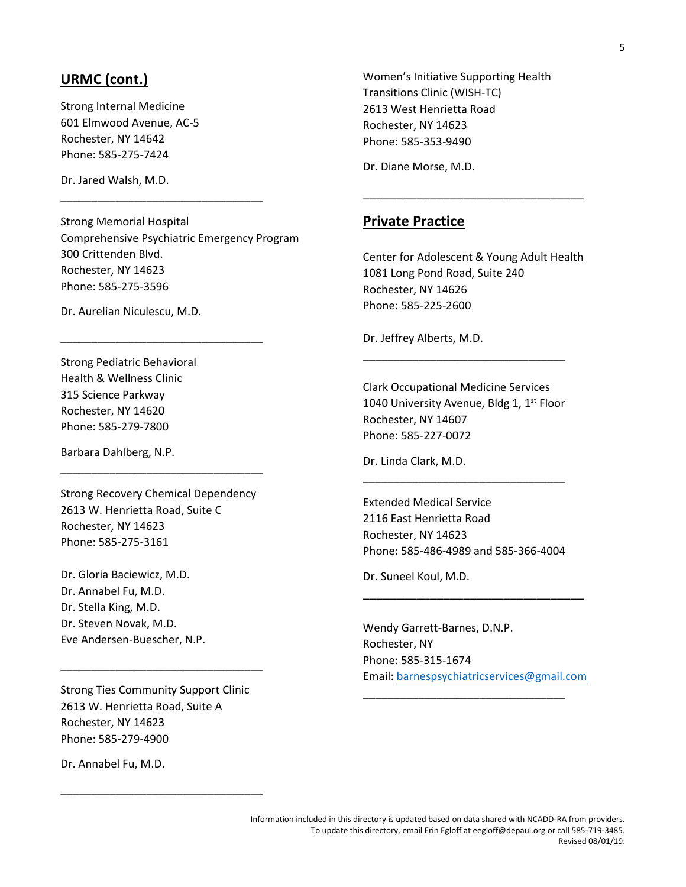## URMC (cont.)

Strong Internal Medicine
601 Elmwood Avenue, AC-5
Rochester, NY 14642
Phone: 585-275-7424

Dr. Jared Walsh, M.D.

---

Strong Memorial Hospital
Comprehensive Psychiatric Emergency Program
300 Crittenden Blvd.
Rochester, NY 14623
Phone: 585-275-3596

Dr. Aurelian Niculescu, M.D.

---

Strong Pediatric Behavioral
Health & Wellness Clinic
315 Science Parkway
Rochester, NY 14620
Phone: 585-279-7800

Barbara Dahlberg, N.P.

---

Strong Recovery Chemical Dependency
2613 W. Henrietta Road, Suite C
Rochester, NY 14623
Phone: 585-275-3161

Dr. Gloria Baciewicz, M.D.
Dr. Annabel Fu, M.D.
Dr. Stella King, M.D.
Dr. Steven Novak, M.D.
Eve Andersen-Buescher, N.P.

---

Strong Ties Community Support Clinic
2613 W. Henrietta Road, Suite A
Rochester, NY 14623
Phone: 585-279-4900

Dr. Annabel Fu, M.D.

---

Women's Initiative Supporting Health
Transitions Clinic (WISH-TC)
2613 West Henrietta Road
Rochester, NY 14623
Phone: 585-353-9490

Dr. Diane Morse, M.D.

---

## Private Practice

Center for Adolescent & Young Adult Health
1081 Long Pond Road, Suite 240
Rochester, NY 14626
Phone: 585-225-2600

Dr. Jeffrey Alberts, M.D.

---

Clark Occupational Medicine Services
1040 University Avenue, Bldg 1, 1st Floor
Rochester, NY 14607
Phone: 585-227-0072

Dr. Linda Clark, M.D.

---

Extended Medical Service
2116 East Henrietta Road
Rochester, NY 14623
Phone: 585-486-4989 and 585-366-4004

Dr. Suneel Koul, M.D.

---

Wendy Garrett-Barnes, D.N.P.
Rochester, NY
Phone: 585-315-1674
Email: barnespsychiatricservices@gmail.com

---

Information included in this directory is updated based on data shared with NCADD-RA from providers.
To update this directory, email Erin Egloff at eegloff@depaul.org or call 585-719-3485.
Revised 08/01/19.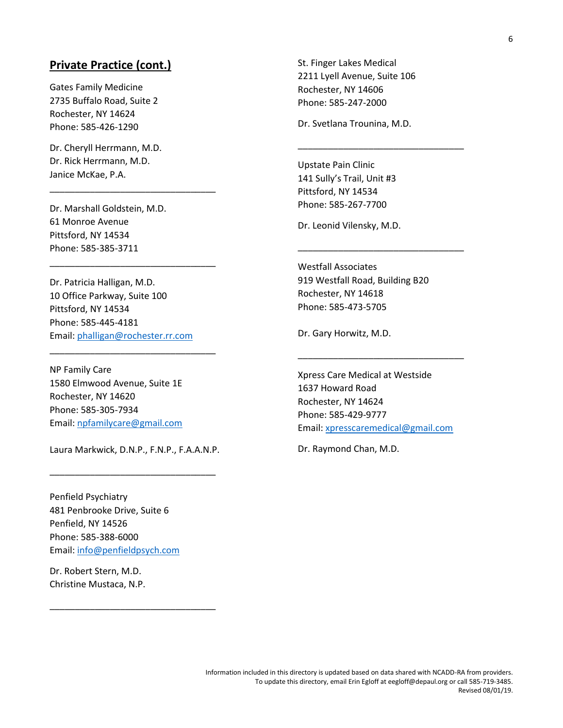## Private Practice (cont.)

Gates Family Medicine
2735 Buffalo Road, Suite 2
Rochester, NY 14624
Phone: 585-426-1290

Dr. Cheryll Herrmann, M.D.
Dr. Rick Herrmann, M.D.
Janice McKae, P.A.

---

Dr. Marshall Goldstein, M.D.
61 Monroe Avenue
Pittsford, NY 14534
Phone: 585-385-3711

---

Dr. Patricia Halligan, M.D.
10 Office Parkway, Suite 100
Pittsford, NY 14534
Phone: 585-445-4181
Email: phalligan@rochester.rr.com

---

NP Family Care
1580 Elmwood Avenue, Suite 1E
Rochester, NY 14620
Phone: 585-305-7934
Email: npfamilycare@gmail.com

Laura Markwick, D.N.P., F.N.P., F.A.A.N.P.

---

Penfield Psychiatry
481 Penbrooke Drive, Suite 6
Penfield, NY 14526
Phone: 585-388-6000
Email: info@penfieldpsych.com

Dr. Robert Stern, M.D.
Christine Mustaca, N.P.

---

St. Finger Lakes Medical
2211 Lyell Avenue, Suite 106
Rochester, NY 14606
Phone: 585-247-2000

Dr. Svetlana Trounina, M.D.

---

Upstate Pain Clinic
141 Sully's Trail, Unit #3
Pittsford, NY 14534
Phone: 585-267-7700

Dr. Leonid Vilensky, M.D.

---

Westfall Associates
919 Westfall Road, Building B20
Rochester, NY 14618
Phone: 585-473-5705

Dr. Gary Horwitz, M.D.

---

Xpress Care Medical at Westside
1637 Howard Road
Rochester, NY 14624
Phone: 585-429-9777
Email: xpresscaremedical@gmail.com

Dr. Raymond Chan, M.D.

Information included in this directory is updated based on data shared with NCADD-RA from providers.
To update this directory, email Erin Egloff at eegloff@depaul.org or call 585-719-3485.
Revised 08/01/19.